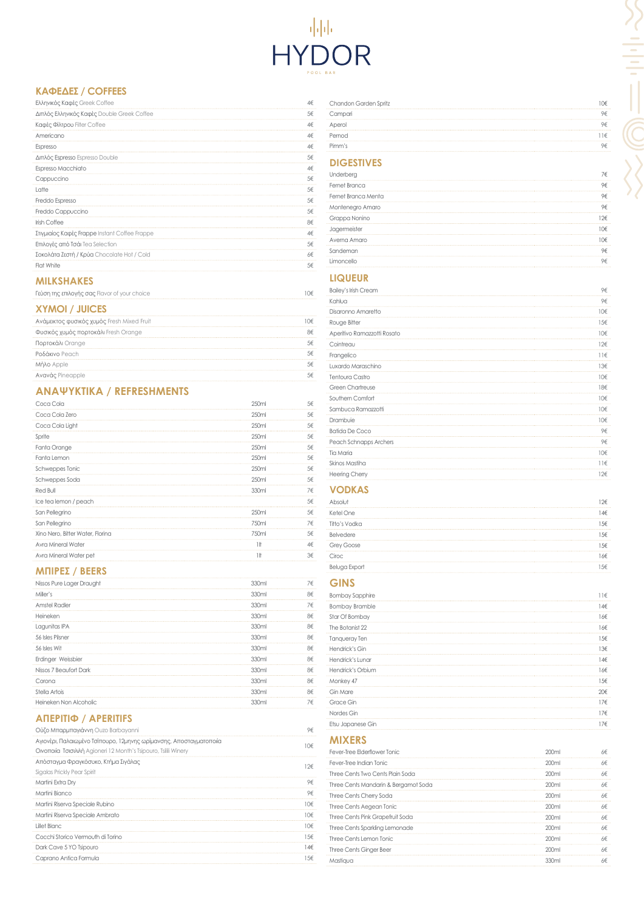# HYDOR

POOL BAR

## ΚΑΦΕΔΕΣ / COFFEES

| Item | Price |
|---|---|
| Ελληνικός Καφές Greek Coffee | 4€ |
| Διπλός Ελληνικός Καφές Double Greek Coffee | 5€ |
| Καφές Φίλτρου Filter Coffee | 4€ |
| Americano | 4€ |
| Espresso | 4€ |
| Διπλός Espresso Espresso Double | 5€ |
| Espresso Macchiato | 4€ |
| Cappuccino | 5€ |
| Latte | 5€ |
| Freddo Espresso | 5€ |
| Freddo Cappuccino | 5€ |
| Irish Coffee | 8€ |
| Στιγμιαίος Καφές Frappe Instant Coffee Frappe | 4€ |
| Επιλογές από Τσάι Tea Selection | 5€ |
| Σοκολάτα Ζεστή / Κρύα Chocolate Hot / Cold | 6€ |
| Flat White | 5€ |

## MILKSHAKES

| Item | Price |
|---|---|
| Γεύση της επιλογής σας Flavor of your choice | 10€ |

## ΧΥΜΟΙ / JUICES

| Item | Price |
|---|---|
| Ανάμεικτος φυσικός χυμός Fresh Mixed Fruit | 10€ |
| Φυσικός χυμός πορτοκάλι Fresh Orange | 8€ |
| Πορτοκάλι Orange | 5€ |
| Ροδάκινο Peach | 5€ |
| Μήλο Apple | 5€ |
| Ανανάς Pineapple | 5€ |

## ΑΝΑΨΥΚΤΙΚΑ / REFRESHMENTS

| Item | Size | Price |
|---|---|---|
| Coca Cola | 250ml | 5€ |
| Coca Cola Zero | 250ml | 5€ |
| Coca Cola Light | 250ml | 5€ |
| Sprite | 250ml | 5€ |
| Fanta Orange | 250ml | 5€ |
| Fanta Lemon | 250ml | 5€ |
| Schweppes Tonic | 250ml | 5€ |
| Schweppes Soda | 250ml | 5€ |
| Red Bull | 330ml | 7€ |
| Ice tea lemon / peach | | 5€ |
| San Pellegrino | 250ml | 5€ |
| San Pellegrino | 750ml | 7€ |
| Xino Nero, Bitter Water, Florina | 750ml | 5€ |
| Avra Mineral Water | 1lt | 4€ |
| Avra Mineral Water pet | 1lt | 3€ |

## ΜΠΙΡΕΣ / BEERS

| Item | Size | Price |
|---|---|---|
| Nissos Pure Lager Draught | 330ml | 7€ |
| Miller's | 330ml | 8€ |
| Amstel Radler | 330ml | 7€ |
| Heineken | 330ml | 8€ |
| Lagunitas IPA | 330ml | 8€ |
| 56 Isles Pilsner | 330ml | 8€ |
| 56 Isles Wit | 330ml | 8€ |
| Erdinger Weissbier | 330ml | 8€ |
| Nissos 7 Beaufort Dark | 330ml | 8€ |
| Corona | 330ml | 8€ |
| Stella Artois | 330ml | 8€ |
| Heineken Non Alcoholic | 330ml | 7€ |

## ΑΠΕΡΙΤΙΦ / APERITIFS

| Item | Price |
|---|---|
| Ούζο Μπαρμπαγιάννη Ouzo Barbayanni | 9€ |
| Αγιονέρι, Παλαιωμένο Τσίπουρο, 12μηνης ωρίμανσης, Αποσταγματοποιία Οινοποιία Τσιλιλή Agioneri 12 Month's Tsipouro, Tsilili Winery | 10€ |
| Απόσταγμα Φραγκόσυκο, Κτήμα Σιγάλας Sigalas Prickly Pear Spirit | 12€ |
| Martini Extra Dry | 9€ |
| Martini Bianco | 9€ |
| Martini Riserva Speciale Rubino | 10€ |
| Martini Riserva Speciale Ambrato | 10€ |
| Lillet Blanc | 10€ |
| Cocchi Storico Vermouth di Torino | 15€ |
| Dark Cave 5 YO Tsipouro | 14€ |
| Caprano Antica Formula | 15€ |
| Chandon Garden Spritz | 10€ |
| Campari | 9€ |
| Aperol | 9€ |
| Pernod | 11€ |
| Pimm's | 9€ |

## DIGESTIVES

| Item | Price |
|---|---|
| Underberg | 7€ |
| Fernet Branca | 9€ |
| Fernet Branca Menta | 9€ |
| Montenegro Amaro | 9€ |
| Grappa Nonino | 12€ |
| Jagermeister | 10€ |
| Averna Amaro | 10€ |
| Sandeman | 9€ |
| Limoncello | 9€ |

## LIQUEUR

| Item | Price |
|---|---|
| Bailey's Irish Cream | 9€ |
| Kahlua | 9€ |
| Disaronno Amaretto | 10€ |
| Rouge Bitter | 15€ |
| Aperitivo Ramazzotti Rosato | 10€ |
| Cointreau | 12€ |
| Frangelico | 11€ |
| Luxardo Maraschino | 13€ |
| Tentoura Castro | 10€ |
| Green Chartreuse | 18€ |
| Southern Comfort | 10€ |
| Sambuca Ramazzotti | 10€ |
| Drambuie | 10€ |
| Batida De Coco | 9€ |
| Peach Schnapps Archers | 9€ |
| Tia Maria | 10€ |
| Skinos Mastiha | 11€ |
| Heering Cherry | 12€ |

## VODKAS

| Item | Price |
|---|---|
| Absolut | 12€ |
| Ketel One | 14€ |
| Tito's Vodka | 15€ |
| Belvedere | 15€ |
| Grey Goose | 15€ |
| Ciroc | 16€ |
| Beluga Export | 15€ |

## GINS

| Item | Price |
|---|---|
| Bombay Sapphire | 11€ |
| Bombay Bramble | 14€ |
| Star Of Bombay | 16€ |
| The Botanist 22 | 16€ |
| Tanqueray Ten | 15€ |
| Hendrick's Gin | 13€ |
| Hendrick's Lunar | 14€ |
| Hendrick's Orbium | 16€ |
| Monkey 47 | 15€ |
| Gin Mare | 20€ |
| Grace Gin | 17€ |
| Nordes Gin | 17€ |
| Etsu Japanese Gin | 17€ |

## MIXERS

| Item | Size | Price |
|---|---|---|
| Fever-Tree Elderflower Tonic | 200ml | 6€ |
| Fever-Tree Indian Tonic | 200ml | 6€ |
| Three Cents Two Cents Plain Soda | 200ml | 6€ |
| Three Cents Mandarin & Bergamot Soda | 200ml | 6€ |
| Three Cents Cherry Soda | 200ml | 6€ |
| Three Cents Aegean Tonic | 200ml | 6€ |
| Three Cents Pink Grapefruit Soda | 200ml | 6€ |
| Three Cents Sparkling Lemonade | 200ml | 6€ |
| Three Cents Lemon Tonic | 200ml | 6€ |
| Three Cents Ginger Beer | 200ml | 6€ |
| Mastiqua | 330ml | 6€ |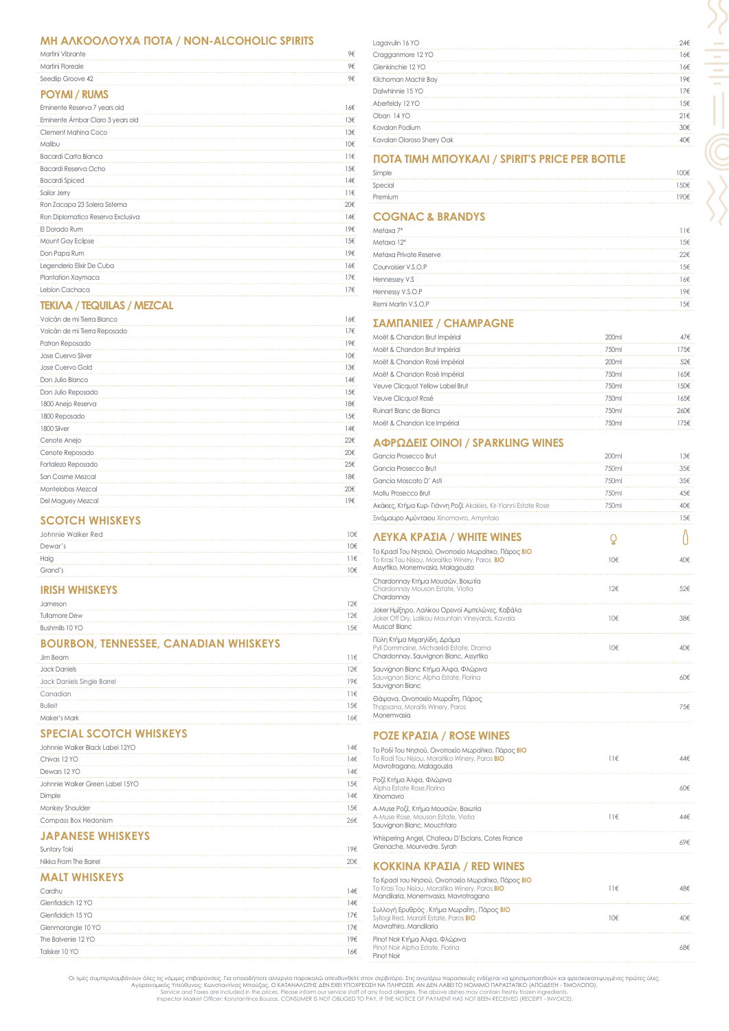## ΜΗ ΑΛΚΟΟΛΟΥΧΑ ΠΟΤΑ / NON-ALCOHOLIC SPIRITS

| | |
|---|---|
| Martini Vibrante | 9€ |
| Martini Floreale | 9€ |
| Seedlip Groove 42 | 9€ |

## ΡΟΥΜΙ / RUMS

| | |
|---|---|
| Eminente Reserva 7 years old | 16€ |
| Eminente Ámbar Claro 3 years old | 13€ |
| Clement Mahina Coco | 13€ |
| Malibu | 10€ |
| Bacardi Carta Blanca | 11€ |
| Bacardi Reserva Ocho | 15€ |
| Bacardi Spiced | 14€ |
| Sailor Jerry | 11€ |
| Ron Zacapa 23 Solera Sistema | 20€ |
| Ron Diplomatico Reserva Exclusiva | 14€ |
| El Dorado Rum | 19€ |
| Mount Gay Eclipse | 15€ |
| Don Papa Rum | 19€ |
| Legenderio Elixir De Cuba | 16€ |
| Plantation Xaymaca | 17€ |
| Leblon Cachaca | 17€ |

## ΤΕΚΙΛΑ / TEQUILAS / MEZCAL

| | |
|---|---|
| Volcán de mi Tierra Blanco | 16€ |
| Volcán de mi Tierra Reposado | 17€ |
| Patron Reposado | 19€ |
| Jose Cuervo Silver | 10€ |
| Jose Cuervo Gold | 13€ |
| Don Julio Blanco | 14€ |
| Don Julio Reposado | 15€ |
| 1800 Anejo Reserva | 18€ |
| 1800 Reposado | 15€ |
| 1800 Silver | 14€ |
| Cenote Anejo | 22€ |
| Cenote Reposado | 20€ |
| Fortaleza Reposado | 25€ |
| San Cosme Mezcal | 18€ |
| Montelobos Mezcal | 20€ |
| Del Maguey Mezcal | 19€ |

## SCOTCH WHISKEYS

| | |
|---|---|
| Johnnie Walker Red | 10€ |
| Dewar's | 10€ |
| Haig | 11€ |
| Grand's | 10€ |

## IRISH WHISKEYS

| | |
|---|---|
| Jameson | 12€ |
| Tullamore Dew | 12€ |
| Bushmills 10 YO | 15€ |

## BOURBON, TENNESSEE, CANADIAN WHISKEYS

| | |
|---|---|
| Jim Beam | 11€ |
| Jack Daniels | 12€ |
| Jack Daniels Single Barrel | 19€ |
| Canadian | 11€ |
| Bulleit | 15€ |
| Maker's Mark | 16€ |

## SPECIAL SCOTCH WHISKEYS

| | |
|---|---|
| Johnnie Walker Black Label 12YO | 14€ |
| Chivas 12 YO | 14€ |
| Dewars 12 YO | 14€ |
| Johnnie Walker Green Label 15YO | 15€ |
| Dimple | 14€ |
| Monkey Shoulder | 15€ |
| Compass Box Hedonism | 26€ |

## JAPANESE WHISKEYS

| | |
|---|---|
| Suntory Toki | 19€ |
| Nikka From The Barrel | 20€ |

## MALT WHISKEYS

| | |
|---|---|
| Cardhu | 14€ |
| Glenfiddich 12 YO | 14€ |
| Glenfiddich 15 YO | 17€ |
| Glenmorangie 10 YO | 17€ |
| The Balvenie 12 YO | 19€ |
| Talisker 10 YO | 16€ |
| Lagavulin 16 YO | 24€ |
| Cragganmore 12 YO | 16€ |
| Glenkinchie 12 YO | 16€ |
| Kilchoman Machir Bay | 19€ |
| Dalwhinnie 15 YO | 17€ |
| Aberfeldy 12 YO | 15€ |
| Oban 14 YO | 21€ |
| Kavalan Podium | 30€ |
| Kavalan Oloroso Sherry Oak | 40€ |

## ΠΟΤΑ ΤΙΜΗ ΜΠΟΥΚΑΛΙ / SPIRIT'S PRICE PER BOTTLE

| | |
|---|---|
| Simple | 100€ |
| Special | 150€ |
| Premium | 190€ |

## COGNAC & BRANDYS

| | |
|---|---|
| Metaxa 7* | 11€ |
| Metaxa 12* | 15€ |
| Metaxa Private Reserve | 22€ |
| Courvoisier V.S.O.P | 15€ |
| Hennessey V.S | 16€ |
| Hennessy V.S.O.P | 19€ |
| Remi Martin V.S.O.P | 15€ |

## ΣΑΜΠΑΝΙΕΣ / CHAMPAGNE

| | | |
|---|---|---|
| Moët & Chandon Brut Impérial | 200ml | 47€ |
| Moët & Chandon Brut Impérial | 750ml | 175€ |
| Moët & Chandon Rosé Impérial | 200ml | 52€ |
| Moët & Chandon Rosé Impérial | 750ml | 165€ |
| Veuve Clicquot Yellow Label Brut | 750ml | 150€ |
| Veuve Clicquot Rosé | 750ml | 165€ |
| Ruinart Blanc de Blancs | 750ml | 260€ |
| Moët & Chandon Ice Impérial | 750ml | 175€ |

## ΑΦΡΩΔΕΙΣ ΟΙΝΟΙ / SPARKLING WINES

| | | |
|---|---|---|
| Gancia Prosecco Brut | 200ml | 13€ |
| Gancia Prosecco Brut | 750ml | 35€ |
| Gancia Moscato D' Asti | 750ml | 35€ |
| Mallu Prosecco Brut | 750ml | 45€ |
| Ακάκιες, Κτήμα Κυρ- Γιάννη Ροζέ Akakies, Kir-Yianni Estate Rose | 750ml | 40€ |
| Ξινόμαυρο Αμύνταιου Xinomavro, Amyntaio | | 15€ |

## ΛΕΥΚΑ ΚΡΑΣΙΑ / WHITE WINES

| | Glass | Bottle |
|---|---|---|
| Το Κρασί Του Νησιού, Οινοποιείο Μωραΐτηκο, Πάρος **BIO**<br>To Krasi Tou Nisiou, Moraitiko Winery, Paros **BIO**<br>Assyrtiko, Monemvasia, Malagouzia | 10€ | 40€ |
| Chardonnay Κτήμα Μουσών, Βοιωτία<br>Chardonnay Mouson Estate, Viotia<br>Chardonnay | 12€ | 52€ |
| Joker Ημίξηρο, Λαλικου Ορεινοί Αμπελώνες, Καβάλα<br>Joker Off Dry, Lalikou Mountain Vineyards, Kavala<br>Muscat Blanc | 10€ | 38€ |
| Πύλη Κτήμα Μιχαηλίδη, Δράμα<br>Pyli Dommaine, Michaelidi Estate, Drama<br>Chardonnay, Sauvignon Blanc, Assyrtiko | 10€ | 40€ |
| Sauvignon Blanc Κτήμα Άλφα, Φλώρινα<br>Sauvignon Blanc Alpha Estate, Florina<br>Sauvignon Blanc | | 60€ |
| Θάψανα, Οινοποιείο Μωραΐτη, Πάρος<br>Thapsana, Moraitis Winery, Paros<br>Monemvasia | | 75€ |

## ΡΟΖΕ ΚΡΑΣΙΑ / ROSE WINES

| | Glass | Bottle |
|---|---|---|
| Το Ροδί Του Νησιού, Οινοποιείο Μωραΐτηκο, Πάρος **BIO**<br>To Rodi Tou Nisiou, Moraitiko Winery, Paros **BIO**<br>Mavrotragano, Malagouzia | 11€ | 44€ |
| Ροζέ Κτήμα Άλφα, Φλώρινα<br>Alpha Estate Rose,Florina<br>Xinomavro | | 60€ |
| A-Muse Ροζέ, Κτήμα Μουσών, Βοιωτία<br>A-Muse Rose, Mouson Estate, Viotia<br>Sauvignon Blanc, Mouchtaro | 11€ | 44€ |
| Whispering Angel, Chateau D'Esclans, Cotes France<br>Grenache, Mourvedre, Syrah | | 69€ |

## ΚΟΚΚΙΝΑ ΚΡΑΣΙΑ / RED WINES

| | Glass | Bottle |
|---|---|---|
| Το Κρασί του Νησιού, Οινοποιείο Μωραΐτηκο, Πάρος **BIO**<br>To Krasi Tou Nisiou, Moraitiko Winery, Paros **BIO**<br>Mandilaria, Monemvasia, Mavrotragano | 11€ | 48€ |
| Συλλογή Ερυθρός , Κτήμα Μωραΐτη , Πάρος **BIO**<br>Syllogi Red, Moraiti Estate, Paros **BIO**<br>Mavrathiro, Mandilaria | 10€ | 40€ |
| Pinot Noir Κτήμα Άλφα, Φλώρινα<br>Pinot Noir Alpha Estate, Florina<br>Pinot Noir | | 68€ |

Οι τιμές συμπεριλαμβάνουν όλες τις νόμιμες επιβαρύνσεις. Για οποιαδήποτε αλλεργία παρακαλώ απευθυνθείτε στον σερβιτόρο. Στις ανωτέρω παρασκευές ενδέχεται να χρησιμοποιηθούν και φρεσκοκατεψυγμένες πρώτες ύλες.
Αγορανομικός Υπεύθυνος: Κωνσταντίνος Μπούζας. Ο ΚΑΤΑΝΑΛΩΤΗΣ ΔΕΝ ΕΧΕΙ ΥΠΟΧΡΕΩΣΗ ΝΑ ΠΛΗΡΩΣΕΙ, ΑΝ ΔΕΝ ΛΑΒΕΙ ΤΟ ΝΟΜΙΜΟ ΠΑΡΑΣΤΑΤΙΚΟ (ΑΠΟΔΕΙΞΗ - ΤΙΜΟΛΟΓΙΟ).
Service and Taxes are included in the prices. Please inform our service staff of any food allergies. The above dishes may contain freshly frozen ingredients.
Inspector Market Officer: Konstantinos Bouzas. CONSUMER IS NOT OBLIGED TO PAY, IF THE NOTICE OF PAYMENT HAS NOT BEEN RECEIVED (RECEIPT - INVOICE).